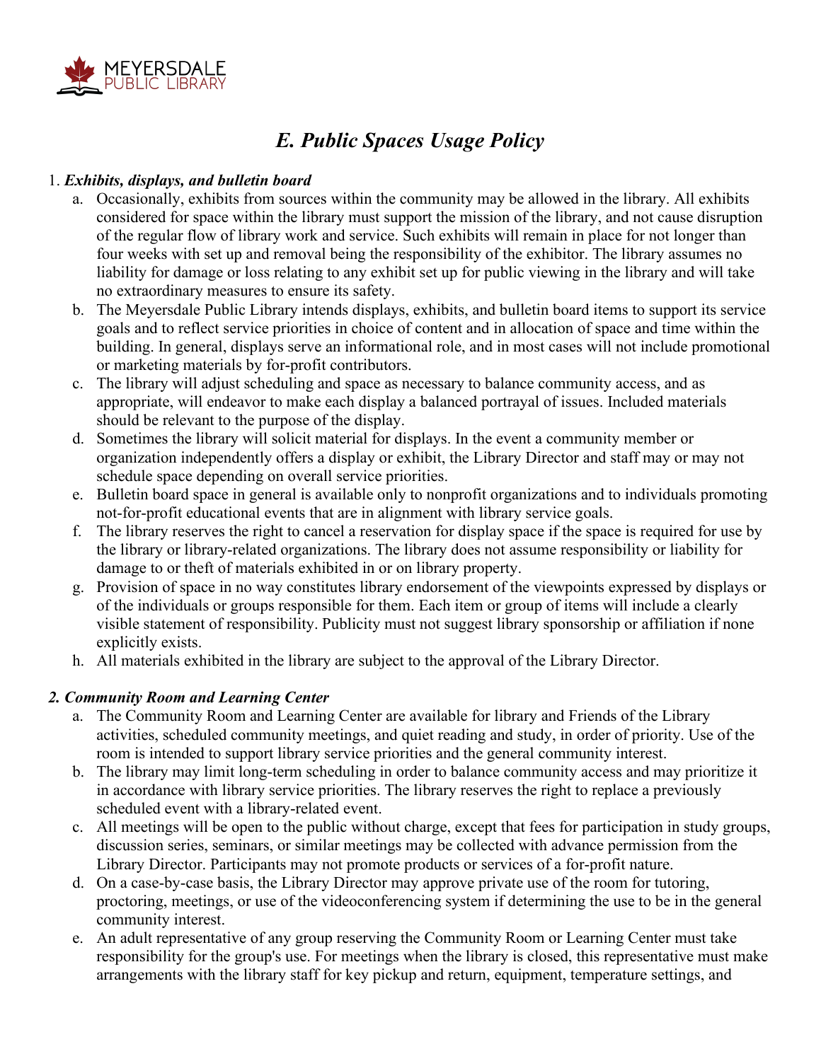MEYERSDALE
PUBLIC LIBRARY

# *E. Public Spaces Usage Policy*

1. ***Exhibits, displays, and bulletin board***
   a. Occasionally, exhibits from sources within the community may be allowed in the library. All exhibits considered for space within the library must support the mission of the library, and not cause disruption of the regular flow of library work and service. Such exhibits will remain in place for not longer than four weeks with set up and removal being the responsibility of the exhibitor. The library assumes no liability for damage or loss relating to any exhibit set up for public viewing in the library and will take no extraordinary measures to ensure its safety.
   b. The Meyersdale Public Library intends displays, exhibits, and bulletin board items to support its service goals and to reflect service priorities in choice of content and in allocation of space and time within the building. In general, displays serve an informational role, and in most cases will not include promotional or marketing materials by for-profit contributors.
   c. The library will adjust scheduling and space as necessary to balance community access, and as appropriate, will endeavor to make each display a balanced portrayal of issues. Included materials should be relevant to the purpose of the display.
   d. Sometimes the library will solicit material for displays. In the event a community member or organization independently offers a display or exhibit, the Library Director and staff may or may not schedule space depending on overall service priorities.
   e. Bulletin board space in general is available only to nonprofit organizations and to individuals promoting not-for-profit educational events that are in alignment with library service goals.
   f. The library reserves the right to cancel a reservation for display space if the space is required for use by the library or library-related organizations. The library does not assume responsibility or liability for damage to or theft of materials exhibited in or on library property.
   g. Provision of space in no way constitutes library endorsement of the viewpoints expressed by displays or of the individuals or groups responsible for them. Each item or group of items will include a clearly visible statement of responsibility. Publicity must not suggest library sponsorship or affiliation if none explicitly exists.
   h. All materials exhibited in the library are subject to the approval of the Library Director.

***2. Community Room and Learning Center***
   a. The Community Room and Learning Center are available for library and Friends of the Library activities, scheduled community meetings, and quiet reading and study, in order of priority. Use of the room is intended to support library service priorities and the general community interest.
   b. The library may limit long-term scheduling in order to balance community access and may prioritize it in accordance with library service priorities. The library reserves the right to replace a previously scheduled event with a library-related event.
   c. All meetings will be open to the public without charge, except that fees for participation in study groups, discussion series, seminars, or similar meetings may be collected with advance permission from the Library Director. Participants may not promote products or services of a for-profit nature.
   d. On a case-by-case basis, the Library Director may approve private use of the room for tutoring, proctoring, meetings, or use of the videoconferencing system if determining the use to be in the general community interest.
   e. An adult representative of any group reserving the Community Room or Learning Center must take responsibility for the group's use. For meetings when the library is closed, this representative must make arrangements with the library staff for key pickup and return, equipment, temperature settings, and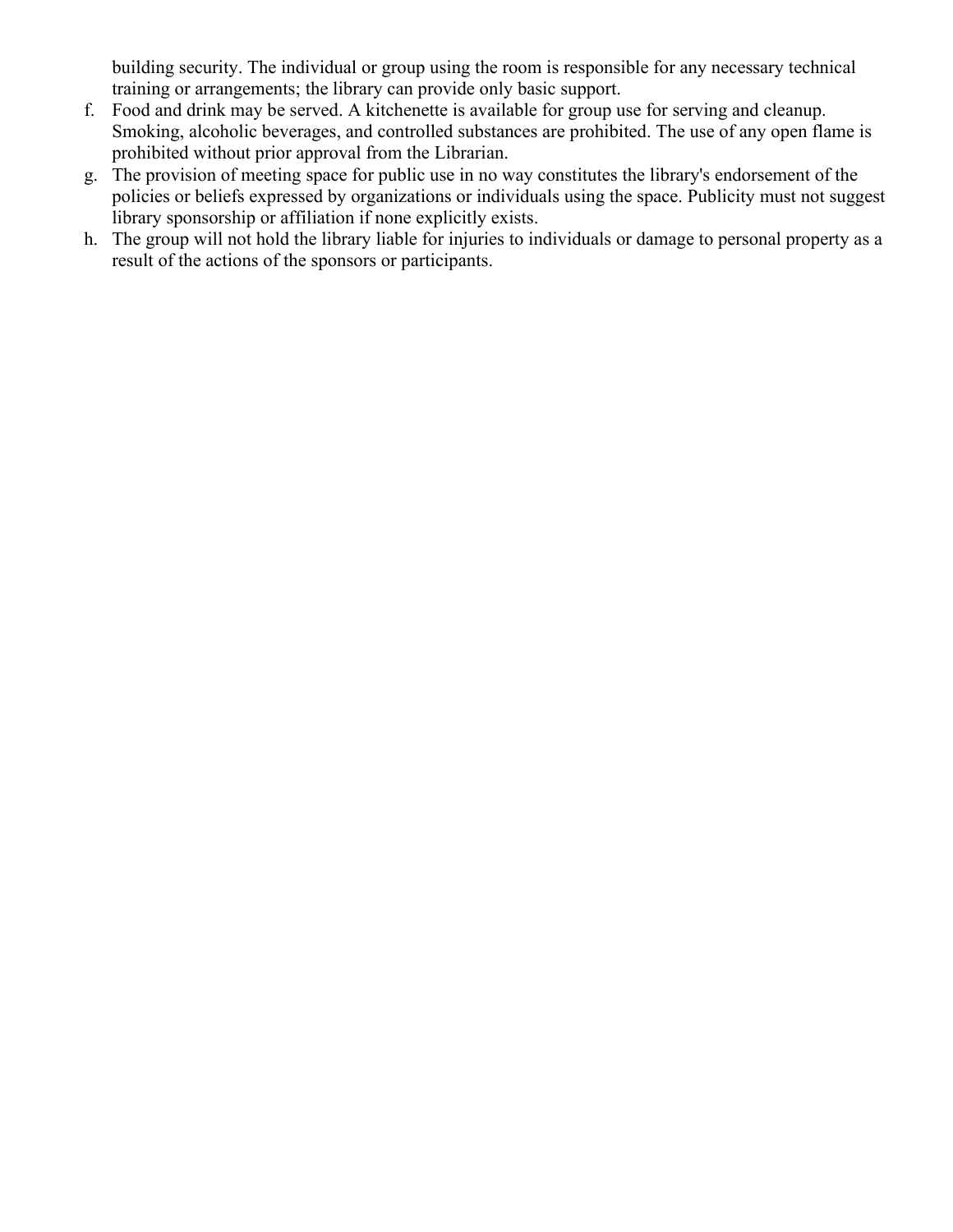building security. The individual or group using the room is responsible for any necessary technical training or arrangements; the library can provide only basic support.

f. Food and drink may be served. A kitchenette is available for group use for serving and cleanup. Smoking, alcoholic beverages, and controlled substances are prohibited. The use of any open flame is prohibited without prior approval from the Librarian.

g. The provision of meeting space for public use in no way constitutes the library's endorsement of the policies or beliefs expressed by organizations or individuals using the space. Publicity must not suggest library sponsorship or affiliation if none explicitly exists.

h. The group will not hold the library liable for injuries to individuals or damage to personal property as a result of the actions of the sponsors or participants.